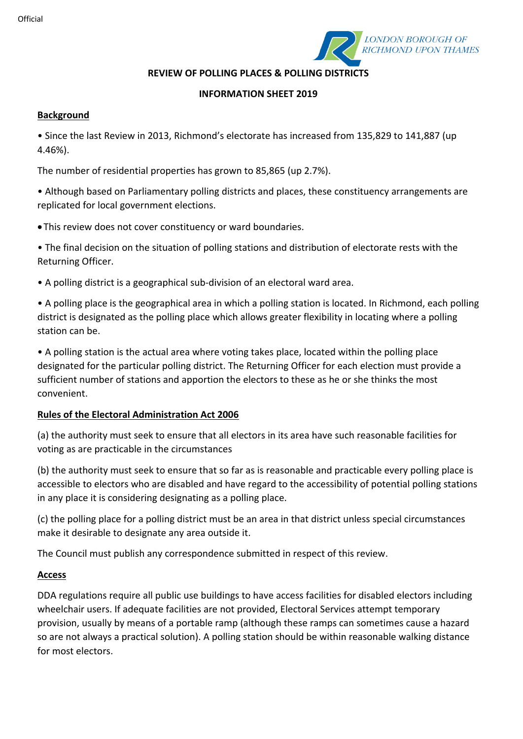LONDON BOROUGH OF RICHMOND UPON THAMES

# REVIEW OF POLLING PLACES & POLLING DISTRICTS

## INFORMATION SHEET 2019

### Background

• Since the last Review in 2013, Richmond's electorate has increased from 135,829 to 141,887 (up 4.46%).

The number of residential properties has grown to 85,865 (up 2.7%).

• Although based on Parliamentary polling districts and places, these constituency arrangements are replicated for local government elections.

• This review does not cover constituency or ward boundaries.

• The final decision on the situation of polling stations and distribution of electorate rests with the Returning Officer.

• A polling district is a geographical sub-division of an electoral ward area.

• A polling place is the geographical area in which a polling station is located. In Richmond, each polling district is designated as the polling place which allows greater flexibility in locating where a polling station can be.

• A polling station is the actual area where voting takes place, located within the polling place designated for the particular polling district. The Returning Officer for each election must provide a sufficient number of stations and apportion the electors to these as he or she thinks the most convenient.

### Rules of the Electoral Administration Act 2006

(a) the authority must seek to ensure that all electors in its area have such reasonable facilities for voting as are practicable in the circumstances

(b) the authority must seek to ensure that so far as is reasonable and practicable every polling place is accessible to electors who are disabled and have regard to the accessibility of potential polling stations in any place it is considering designating as a polling place.

(c) the polling place for a polling district must be an area in that district unless special circumstances make it desirable to designate any area outside it.

The Council must publish any correspondence submitted in respect of this review.

### Access

DDA regulations require all public use buildings to have access facilities for disabled electors including wheelchair users. If adequate facilities are not provided, Electoral Services attempt temporary provision, usually by means of a portable ramp (although these ramps can sometimes cause a hazard so are not always a practical solution). A polling station should be within reasonable walking distance for most electors.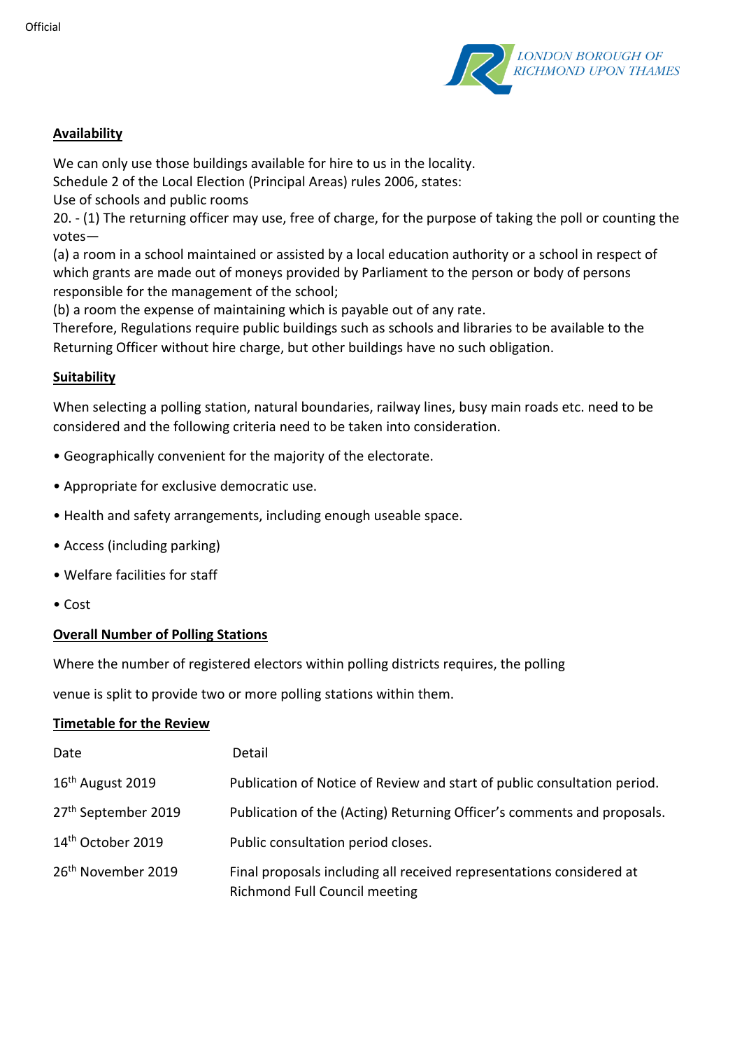## Availability

We can only use those buildings available for hire to us in the locality.

Schedule 2 of the Local Election (Principal Areas) rules 2006, states:

Use of schools and public rooms

20. - (1) The returning officer may use, free of charge, for the purpose of taking the poll or counting the votes—

(a) a room in a school maintained or assisted by a local education authority or a school in respect of which grants are made out of moneys provided by Parliament to the person or body of persons responsible for the management of the school;

(b) a room the expense of maintaining which is payable out of any rate.

Therefore, Regulations require public buildings such as schools and libraries to be available to the Returning Officer without hire charge, but other buildings have no such obligation.

## Suitability

When selecting a polling station, natural boundaries, railway lines, busy main roads etc. need to be considered and the following criteria need to be taken into consideration.

- Geographically convenient for the majority of the electorate.
- Appropriate for exclusive democratic use.
- Health and safety arrangements, including enough useable space.
- Access (including parking)
- Welfare facilities for staff
- Cost

## Overall Number of Polling Stations

Where the number of registered electors within polling districts requires, the polling venue is split to provide two or more polling stations within them.

## Timetable for the Review

| Date | Detail |
|---|---|
| 16th August 2019 | Publication of Notice of Review and start of public consultation period. |
| 27th September 2019 | Publication of the (Acting) Returning Officer's comments and proposals. |
| 14th October 2019 | Public consultation period closes. |
| 26th November 2019 | Final proposals including all received representations considered at Richmond Full Council meeting |